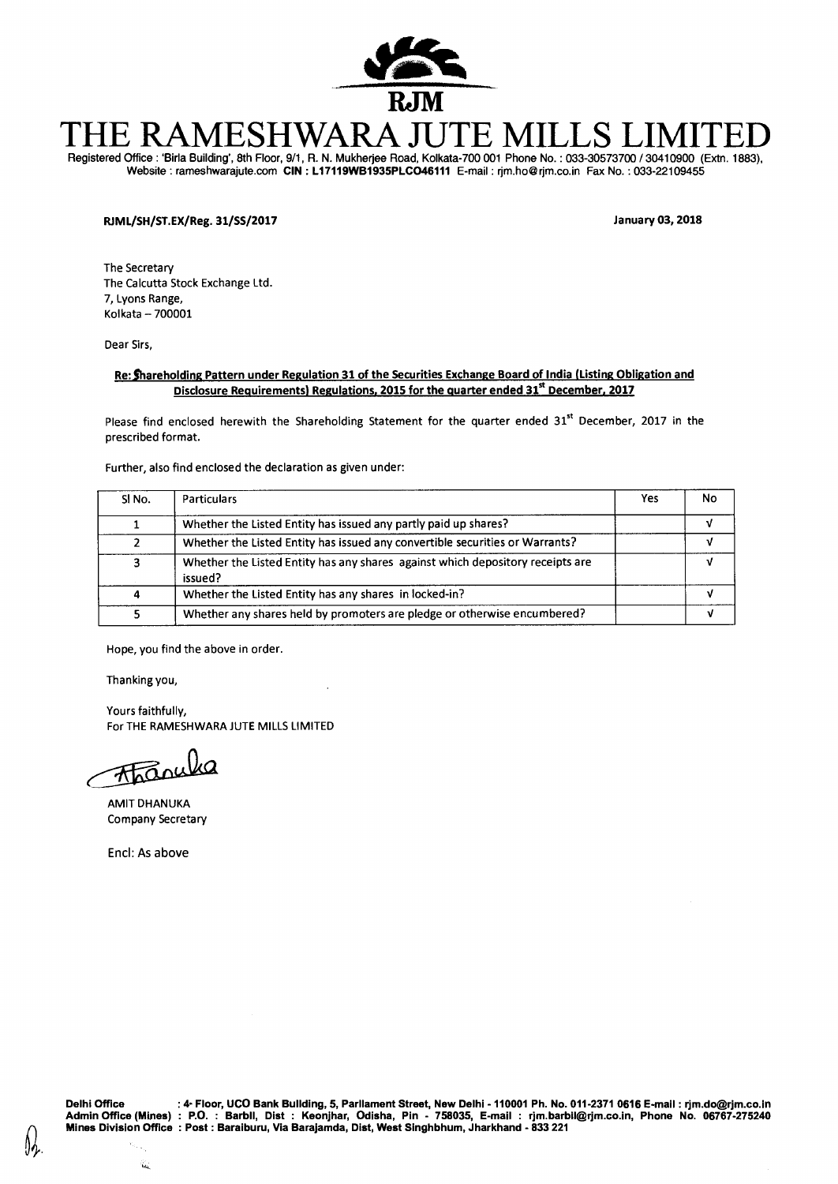# THE RAMESHWARA JUTE MILLS LIMITED

Registered Office : 'Birla Building', 8th Floor, 9/1, R. N. Mukherjee Road, Kolkata-700 001 Phone No. : 033-30573700 / 30410900 (Extn. 1883), Website : rameshwarajute.com **CIN : L17119WB1935PLCO46111** E-mail : rjm.ho@rjm.co.in Fax No. : 033-22109455

**RJML/SH/ST.EX/Reg. 31/SS/2017** **January 03, 2018**

The Secretary
The Calcutta Stock Exchange Ltd.
7, Lyons Range,
Kolkata – 700001

Dear Sirs,

**Re: Shareholding Pattern under Regulation 31 of the Securities Exchange Board of India (Listing Obligation and Disclosure Requirements) Regulations, 2015 for the quarter ended 31st December, 2017**

Please find enclosed herewith the Shareholding Statement for the quarter ended 31st December, 2017 in the prescribed format.

Further, also find enclosed the declaration as given under:

| Sl No. | Particulars | Yes | No |
|---|---|---|---|
| 1 | Whether the Listed Entity has issued any partly paid up shares? | | √ |
| 2 | Whether the Listed Entity has issued any convertible securities or Warrants? | | √ |
| 3 | Whether the Listed Entity has any shares against which depository receipts are issued? | | √ |
| 4 | Whether the Listed Entity has any shares in locked-in? | | √ |
| 5 | Whether any shares held by promoters are pledge or otherwise encumbered? | | √ |

Hope, you find the above in order.

Thanking you,

Yours faithfully,
For THE RAMESHWARA JUTE MILLS LIMITED

AMIT DHANUKA
Company Secretary

Encl: As above

**Delhi Office** : 4th Floor, UCO Bank Building, 5, Parliament Street, New Delhi - 110001 Ph. No. 011-2371 0616 E-mail : rjm.do@rjm.co.in
**Admin Office (Mines)** : P.O. : Barbil, Dist : Keonjhar, Odisha, Pin - 758035, E-mail : rjm.barbil@rjm.co.in, Phone No. 06767-275240
**Mines Division Office** : Post : Baraiburu, Via Barajamda, Dist, West Singhbhum, Jharkhand - 833 221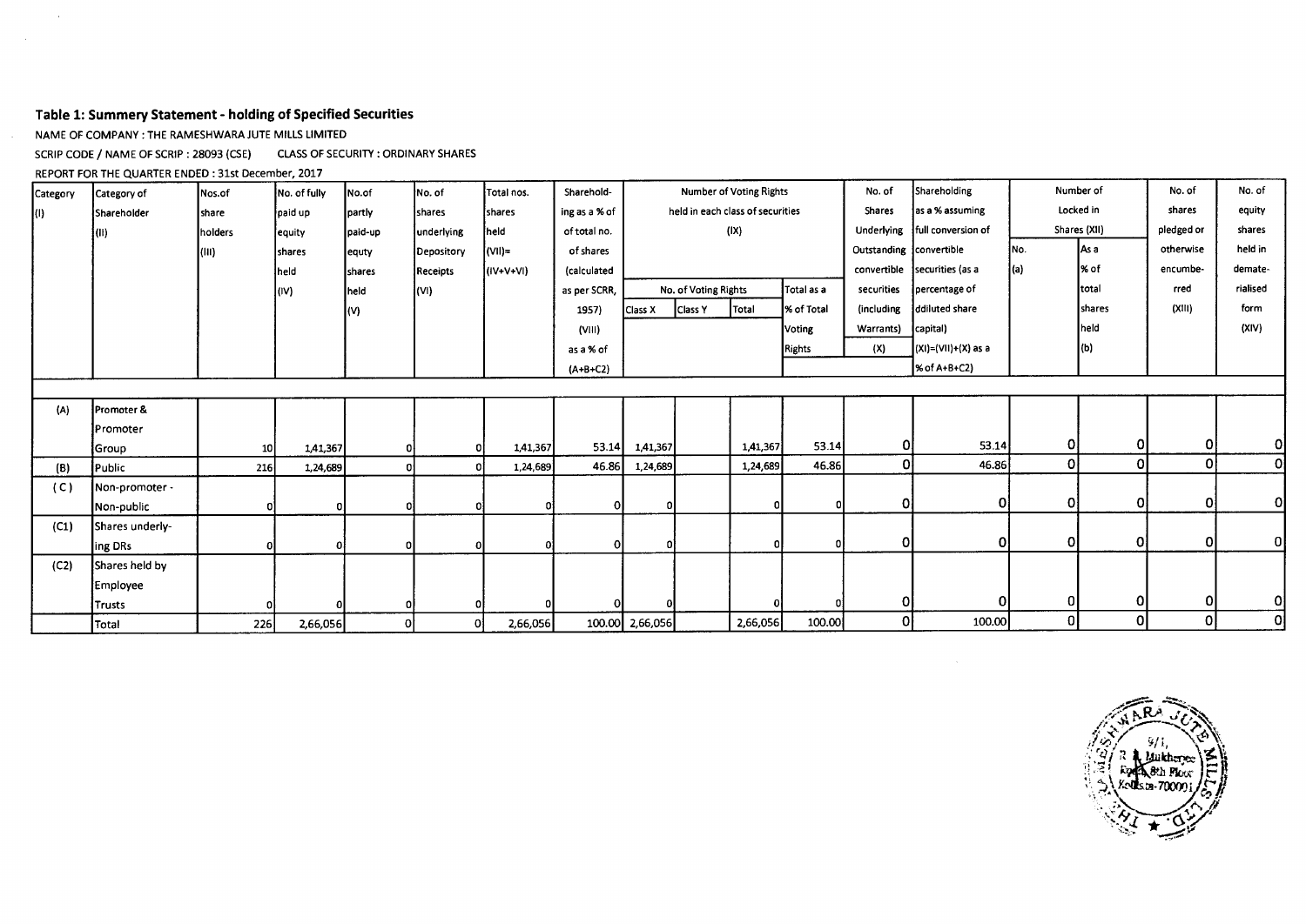## Table 1: Summery Statement - holding of Specified Securities

NAME OF COMPANY : THE RAMESHWARA JUTE MILLS LIMITED

SCRIP CODE / NAME OF SCRIP : 28093 (CSE)      CLASS OF SECURITY : ORDINARY SHARES

REPORT FOR THE QUARTER ENDED : 31st December, 2017

| Category (I) | Category of Shareholder (II) | Nos.of share holders (III) | No. of fully paid up equity shares held (IV) | No.of partly paid-up equty shares held (V) | No. of shares underlying Depository Receipts (VI) | Total nos. shares held (VII)= (IV+V+VI) | Sharehold-ing as a % of of total no. of shares (calculated as per SCRR, 1957) (VIII) as a % of (A+B+C2) | Number of Voting Rights held in each class of securities (IX) | | | | No. of Shares Underlying Outstanding convertible securities (including Warrants) (X) | Shareholding as a % assuming full conversion of convertible securities (as a percentage of ddiluted share capital) (XI)=(VII)+(X) as a % of A+B+C2) | Number of Locked in Shares (XII) | | No. of shares pledged or otherwise encumbe-rred (XIII) | No. of equity shares held in demate-rialised form (XIV) |
|---|---|---|---|---|---|---|---|---|---|---|---|---|---|---|---|---|---|
| | | | | | | | | No. of Voting Rights | | | Total as a % of Total Voting Rights | | | No. (a) | As a % of total shares held (b) | | |
| | | | | | | | | Class X | Class Y | Total | | | | | | | |
| (A) | Promoter & Promoter Group | 10 | 1,41,367 | 0 | 0 | 1,41,367 | 53.14 | 1,41,367 | | 1,41,367 | 53.14 | 0 | 53.14 | 0 | 0 | 0 | 0 |
| (B) | Public | 216 | 1,24,689 | 0 | 0 | 1,24,689 | 46.86 | 1,24,689 | | 1,24,689 | 46.86 | 0 | 46.86 | 0 | 0 | 0 | 0 |
| (C) | Non-promoter - Non-public | 0 | 0 | 0 | 0 | 0 | 0 | 0 | | 0 | 0 | 0 | 0 | 0 | 0 | 0 | 0 |
| (C1) | Shares underly-ing DRs | 0 | 0 | 0 | 0 | 0 | 0 | 0 | | 0 | 0 | 0 | 0 | 0 | 0 | 0 | 0 |
| (C2) | Shares held by Employee Trusts | 0 | 0 | 0 | 0 | 0 | 0 | 0 | | 0 | 0 | 0 | 0 | 0 | 0 | 0 | 0 |
| | Total | 226 | 2,66,056 | 0 | 0 | 2,66,056 | 100.00 | 2,66,056 | | 2,66,056 | 100.00 | 0 | 100.00 | 0 | 0 | 0 | 0 |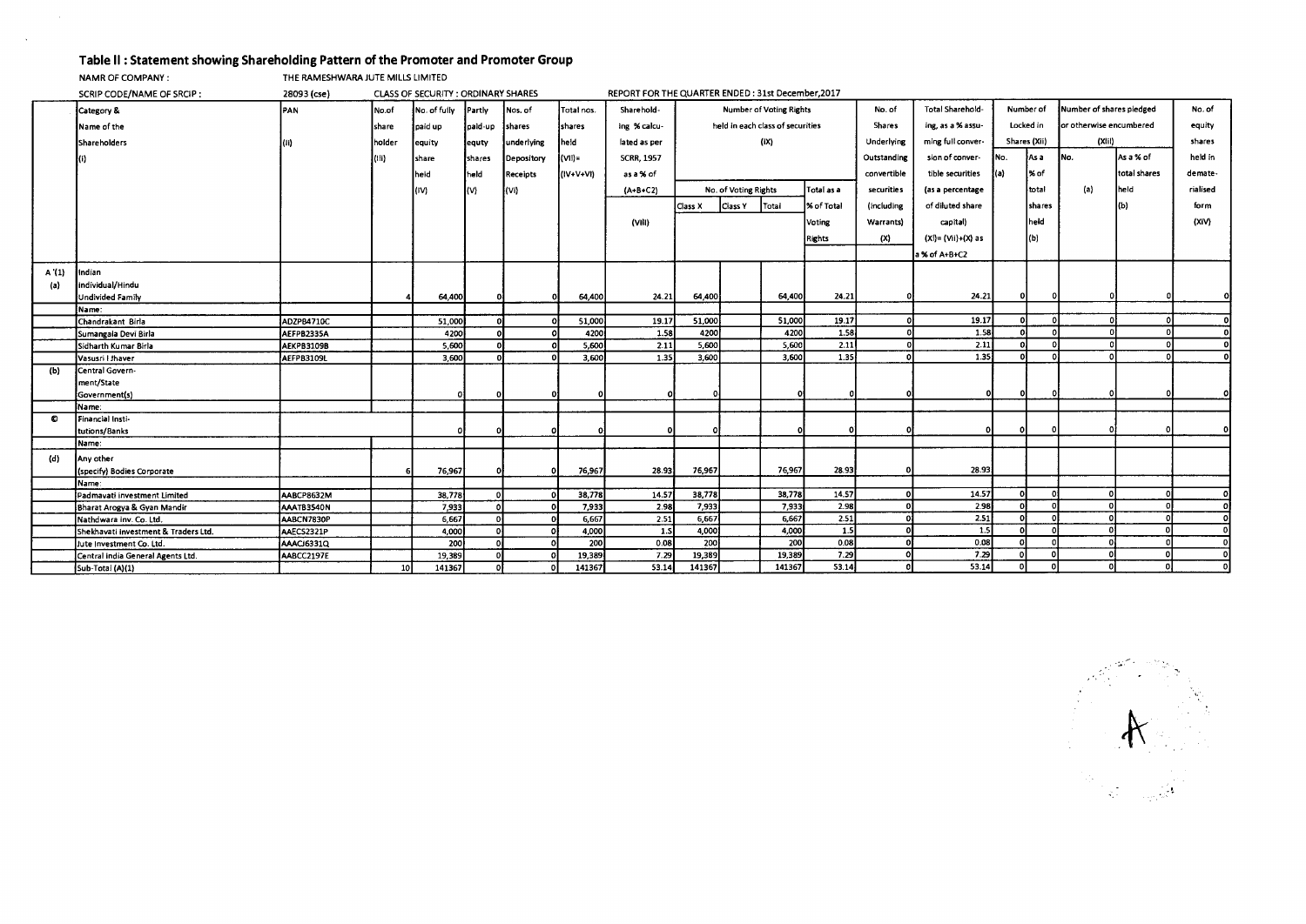## Table II : Statement showing Shareholding Pattern of the Promoter and Promoter Group

NAMR OF COMPANY : THE RAMESHWARA JUTE MILLS LIMITED

SCRIP CODE/NAME OF SRCIP : 28093 (cse) CLASS OF SECURITY : ORDINARY SHARES REPORT FOR THE QUARTER ENDED : 31st December,2017

| | Category & Name of the Shareholders (I) | PAN (II) | No.of share holder (III) | No. of fully paid up equity share held (IV) | Partly paid-up equty shares held (V) | Nos. of shares underlying Depository Receipts (VI) | Total nos. shares held (VII)= (IV+V+VI) | Sharehold-ing % calcu-lated as per SCRR, 1957 as a % of (A+B+C2) (VIII) | Number of Voting Rights held in each class of securities (IX) | | | | No. of Shares Underlying Outstanding convertible securities (including Warrants) (X) | Total Sharehold-ing, as a % assu-ming full conver-sion of conver-tible securities (as a percentage of diluted share capital) (XI)= (VII)+(X) as a % of A+B+C2 | Number of Locked in Shares (XII) | | Number of shares pledged or otherwise encumbered (XIII) | | No. of equity shares held in demate-rialised form (XIV) |
|---|---|---|---|---|---|---|---|---|---|---|---|---|---|---|---|---|---|---|---|
| | | | | | | | | | No. of Voting Rights | | | Total as a % of Total Voting Rights | | | No. (a) | As a % of total shares held (b) | No. (a) | As a % of total shares held (b) | |
| | | | | | | | | | Class X | Class Y | Total | | | | | | | | |
| A '(1) | Indian | | | | | | | | | | | | | | | | | | |
| (a) | Individual/Hindu Undivided Family | | 4 | 64,400 | 0 | 0 | 64,400 | 24.21 | 64,400 | | 64,400 | 24.21 | 0 | 24.21 | 0 | 0 | 0 | 0 | 0 |
| | Name: | | | | | | | | | | | | | | | | | | |
| | Chandrakant Birla | ADZPB4710C | | 51,000 | 0 | 0 | 51,000 | 19.17 | 51,000 | | 51,000 | 19.17 | 0 | 19.17 | 0 | 0 | 0 | 0 | 0 |
| | Sumangala Devi Birla | AEFPB2335A | | 4200 | 0 | 0 | 4200 | 1.58 | 4200 | | 4200 | 1.58 | 0 | 1.58 | 0 | 0 | 0 | 0 | 0 |
| | Sidharth Kumar Birla | AEKPB3109B | | 5,600 | 0 | 0 | 5,600 | 2.11 | 5,600 | | 5,600 | 2.11 | 0 | 2.11 | 0 | 0 | 0 | 0 | 0 |
| | Vasusri I Jhaver | AEFPB3109L | | 3,600 | 0 | 0 | 3,600 | 1.35 | 3,600 | | 3,600 | 1.35 | 0 | 1.35 | 0 | 0 | 0 | 0 | 0 |
| (b) | Central Govern-ment/State Government(s) | | | 0 | 0 | 0 | 0 | 0 | 0 | | 0 | 0 | 0 | 0 | 0 | 0 | 0 | 0 | 0 |
| | Name: | | | | | | | | | | | | | | | | | | |
| © | Financial Insti-tutions/Banks | | | 0 | 0 | 0 | 0 | 0 | 0 | | 0 | 0 | 0 | 0 | 0 | 0 | 0 | 0 | 0 |
| | Name: | | | | | | | | | | | | | | | | | | |
| (d) | Any other (specify) Bodies Corporate | | 6 | 76,967 | 0 | 0 | 76,967 | 28.93 | 76,967 | | 76,967 | 28.93 | 0 | 28.93 | | | | | |
| | Name: | | | | | | | | | | | | | | | | | | |
| | Padmavati investment Limited | AABCP8632M | | 38,778 | 0 | 0 | 38,778 | 14.57 | 38,778 | | 38,778 | 14.57 | 0 | 14.57 | 0 | 0 | 0 | 0 | 0 |
| | Bharat Arogya & Gyan Mandir | AAATB3540N | | 7,933 | 0 | 0 | 7,933 | 2.98 | 7,933 | | 7,933 | 2.98 | 0 | 2.98 | 0 | 0 | 0 | 0 | 0 |
| | Nathdwara Inv. Co. Ltd. | AABCN7830P | | 6,667 | 0 | 0 | 6,667 | 2.51 | 6,667 | | 6,667 | 2.51 | 0 | 2.51 | 0 | 0 | 0 | 0 | 0 |
| | Shekhavati Investment & Traders Ltd. | AAECS2321P | | 4,000 | 0 | 0 | 4,000 | 1.5 | 4,000 | | 4,000 | 1.5 | 0 | 1.5 | 0 | 0 | 0 | 0 | 0 |
| | Jute Investment Co. Ltd. | AAACJ6331Q | | 200 | 0 | 0 | 200 | 0.08 | 200 | | 200 | 0.08 | 0 | 0.08 | 0 | 0 | 0 | 0 | 0 |
| | Central India General Agents Ltd. | AABCC2197E | | 19,389 | 0 | 0 | 19,389 | 7.29 | 19,389 | | 19,389 | 7.29 | 0 | 7.29 | 0 | 0 | 0 | 0 | 0 |
| | Sub-Total (A)(1) | | 10 | 141367 | 0 | 0 | 141367 | 53.14 | 141367 | | 141367 | 53.14 | 0 | 53.14 | 0 | 0 | 0 | 0 | 0 |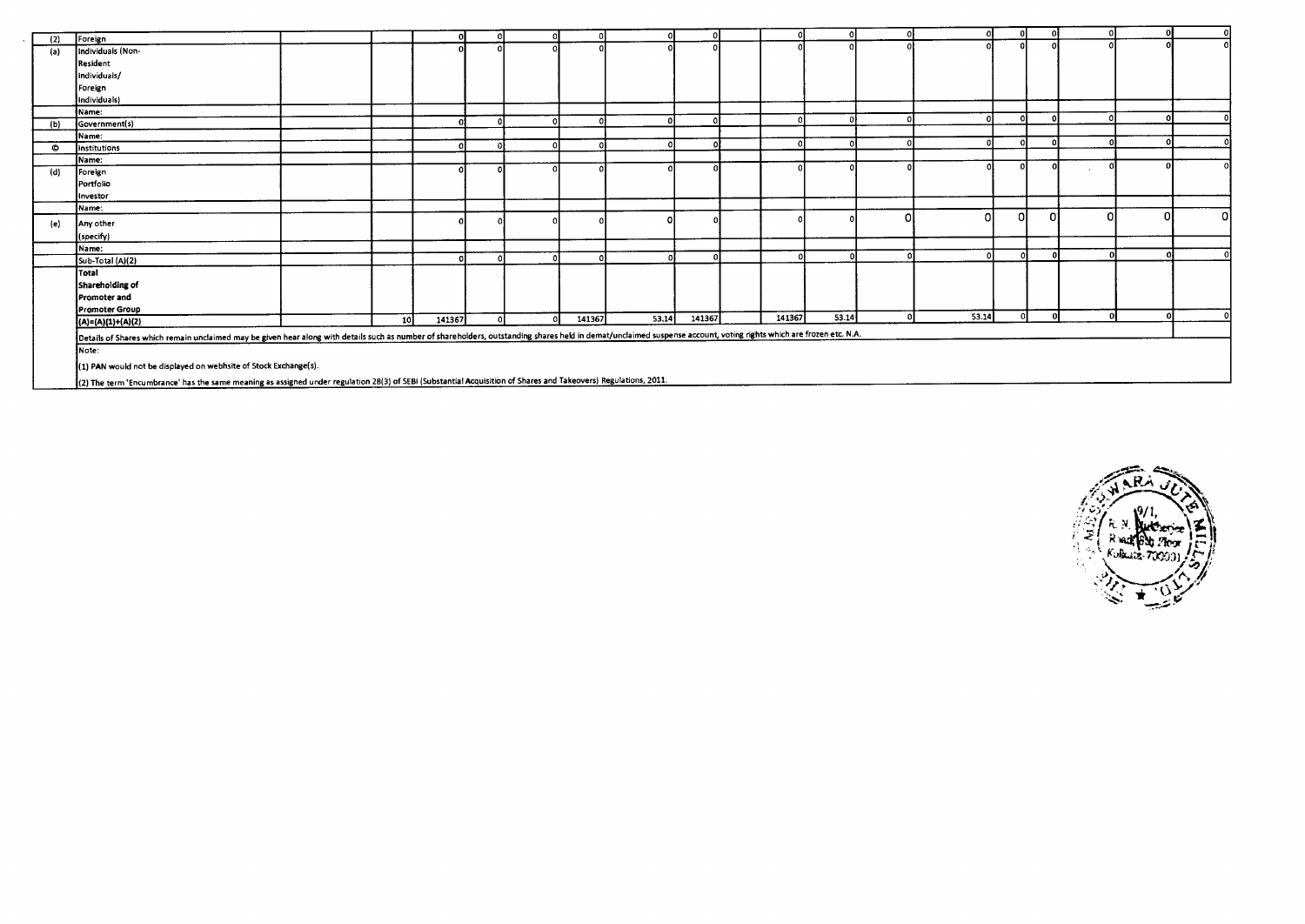| | | | | | | | | | | | | | | | | | | | |
|---|---|---|---|---|---|---|---|---|---|---|---|---|---|---|---|---|---|---|---|
| (2) | Foreign | | | 0 | 0 | 0 | 0 | 0 | 0 | | 0 | 0 | 0 | 0 | 0 | 0 | 0 | 0 | 0 |
| (a) | Individuals (Non-Resident Individuals/ Foreign Individuals) | | | 0 | 0 | 0 | 0 | 0 | 0 | | 0 | 0 | 0 | 0 | 0 | 0 | 0 | 0 | 0 |
| | Name: | | | | | | | | | | | | | | | | | | |
| (b) | Government(s) | | | 0 | 0 | 0 | 0 | 0 | 0 | | 0 | 0 | 0 | 0 | 0 | 0 | 0 | 0 | 0 |
| | Name: | | | | | | | | | | | | | | | | | | |
| © | Institutions | | | 0 | 0 | 0 | 0 | 0 | 0 | | 0 | 0 | 0 | 0 | 0 | 0 | 0 | 0 | 0 |
| | Name: | | | | | | | | | | | | | | | | | | |
| (d) | Foreign Portfolio Investor | | | 0 | 0 | 0 | 0 | 0 | 0 | | 0 | 0 | 0 | 0 | 0 | 0 | 0 | 0 | 0 |
| | Name: | | | | | | | | | | | | | | | | | | |
| (e) | Any other (specify) | | | 0 | 0 | 0 | 0 | 0 | 0 | | 0 | 0 | 0 | 0 | 0 | 0 | 0 | 0 | 0 |
| | Name: | | | | | | | | | | | | | | | | | | |
| | Sub-Total (A)(2) | | | 0 | 0 | 0 | 0 | 0 | 0 | | 0 | 0 | 0 | 0 | 0 | 0 | 0 | 0 | 0 |
| | Total Shareholding of Promoter and Promoter Group (A)=(A)(1)+(A)(2) | | 10 | 141367 | 0 | 0 | 141367 | 53.14 | 141367 | | 141367 | 53.14 | 0 | 53.14 | 0 | 0 | 0 | 0 | 0 |

Details of Shares which remain unclaimed may be given hear along with details such as number of shareholders, outstanding shares held in demat/unclaimed suspense account, voting rights which are frozen etc. N.A.

Note:

(1) PAN would not be displayed on website of Stock Exchange(s).

(2) The term 'Encumbrance' has the same meaning as assigned under regulation 28(3) of SEBI (Substantial Acquisition of Shares and Takeovers) Regulations, 2011.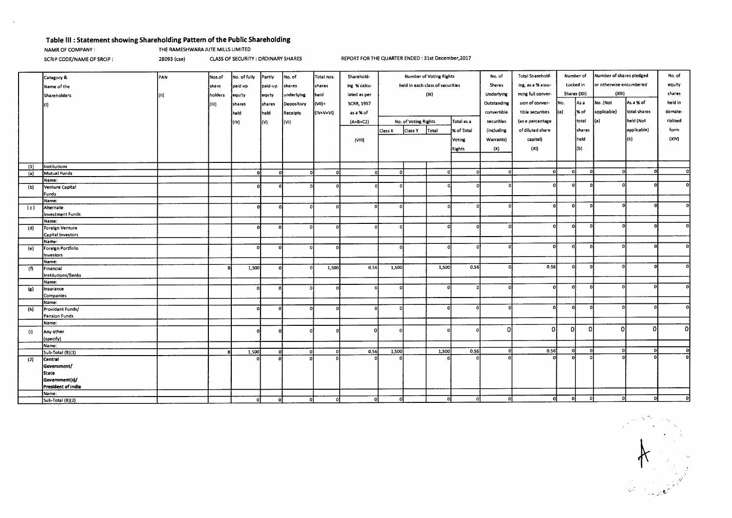### Table III : Statement showing Shareholding Pattern of the Public Shareholding

NAMR OF COMPANY : THE RAMESHWARA JUTE MILLS LIMITED

SCRIP CODE/NAME OF SRCIP : 28093 (cse) CLASS OF SECURITY : ORDINARY SHARES REPORT FOR THE QUARTER ENDED : 31st December,2017

| | Category & Name of the Shareholders (I) | PAN (II) | Nos.of share holders (III) | No. of fully paid up equity shares held (IV) | Partly paid-up equty shares held (V) | No. of shares underlying Depository Receipts (VI) | Total nos. shares held (VII)= (IV+V+VI) | Sharehold-ing % calcu-lated as per SCRR, 1957 as a % of (A+B+C2) (VIII) | Number of Voting Rights held in each class of securities (IX) | | | | No. of Shares Underlying Outstanding convertible securities (including Warrants) (X) | Total Sharehold-ing, as a % assu-ming full conver-sion of conver-tible securities (as a percentage of diluted share capital) (XI) | Number of Locked in Shares (XII) | | Number of shares pledged or otherwise encumbered (XIII) | | No. of equity shares held in demate-rialised form (XIV) |
|---|---|---|---|---|---|---|---|---|---|---|---|---|---|---|---|---|---|---|---|
| | | | | | | | | | No. of Voting Rights | | | Total as a % of Total Voting Rights | | | No. (a) | As a % of total shares held (b) | No. (Not applicable) (a) | As a % of total shares held (Not applicable) (b) | |
| | | | | | | | | | Class X | Class Y | Total | | | | | | | | |
| (1) | Institutions | | | | | | | | | | | | | | | | | | |
| (a) | Mutual Funds | | | 0 | 0 | 0 | 0 | 0 | 0 | | 0 | 0 | 0 | 0 | 0 | 0 | 0 | 0 | 0 |
| | Name: | | | | | | | | | | | | | | | | | | |
| (b) | Venture Capital Funds | | | 0 | 0 | 0 | 0 | 0 | 0 | | 0 | 0 | 0 | 0 | 0 | 0 | 0 | 0 | 0 |
| | Name: | | | | | | | | | | | | | | | | | | |
| (c) | Alternate Investment Funds | | | 0 | 0 | 0 | 0 | 0 | 0 | | 0 | 0 | 0 | 0 | 0 | 0 | 0 | 0 | 0 |
| | Name: | | | | | | | | | | | | | | | | | | |
| (d) | Foreign Venture Capital Investors | | | 0 | 0 | 0 | 0 | 0 | 0 | | 0 | 0 | 0 | 0 | 0 | 0 | 0 | 0 | 0 |
| | Name: | | | | | | | | | | | | | | | | | | |
| (e) | Foreign Portfolio Investors | | | 0 | 0 | 0 | 0 | | 0 | | 0 | 0 | 0 | 0 | 0 | 0 | 0 | 0 | 0 |
| | Name: | | | | | | | | | | | | | | | | | | |
| (f) | Financial Institutions/Banks | | 8 | 1,500 | 0 | 0 | 1,500 | 0.56 | 1,500 | | 1,500 | 0.56 | 0 | 0.56 | 0 | 0 | 0 | 0 | 0 |
| | Name: | | | | | | | | | | | | | | | | | | |
| (g) | Insurance Companies | | | 0 | 0 | 0 | 0 | 0 | 0 | | 0 | 0 | 0 | 0 | 0 | 0 | 0 | 0 | 0 |
| | Name: | | | | | | | | | | | | | | | | | | |
| (h) | Provident Funds/ Pension Funds | | | 0 | 0 | 0 | 0 | 0 | 0 | | 0 | 0 | 0 | 0 | 0 | 0 | 0 | 0 | 0 |
| | Name: | | | | | | | | | | | | | | | | | | |
| (i) | Any other (specify) | | | 0 | 0 | 0 | 0 | 0 | 0 | | 0 | 0 | 0 | 0 | 0 | 0 | 0 | 0 | 0 |
| | Name: | | | | | | | | | | | | | | | | | | |
| | Sub-Total (B)(1) | | 8 | 1,500 | 0 | 0 | 0 | 0.56 | 1,500 | | 1,500 | 0.56 | 0 | 0.56 | 0 | 0 | 0 | 0 | 0 |
| (2) | Central Government/ State Government(s)/ President of India | | | 0 | 0 | 0 | 0 | 0 | 0 | | 0 | 0 | 0 | 0 | 0 | 0 | 0 | 0 | 0 |
| | Name: | | | | | | | | | | | | | | | | | | |
| | Sub-Total (B)(2) | | | 0 | 0 | 0 | 0 | 0 | 0 | | 0 | 0 | 0 | 0 | 0 | 0 | 0 | 0 | 0 |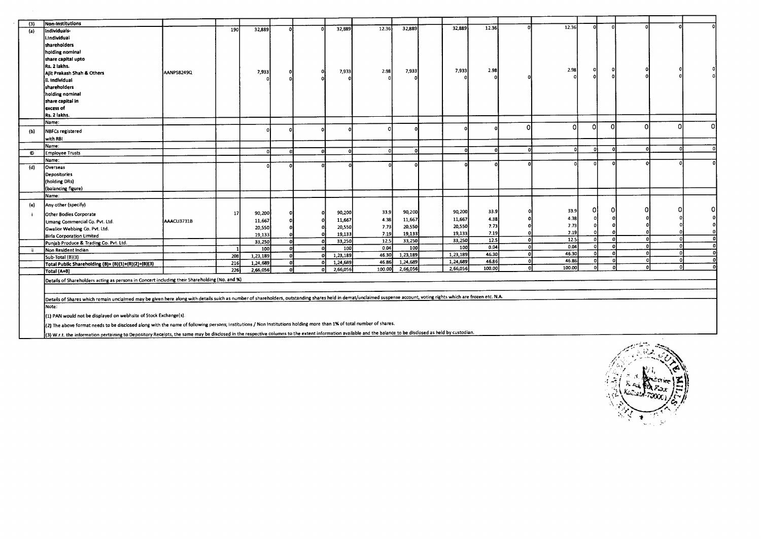| (3) | Non-Institutions | | | | | | | | | | | | | | | | | | | |
|---|---|---|---|---|---|---|---|---|---|---|---|---|---|---|---|---|---|---|---|---|
| (a) | Individuals- i.Individual shareholders holding nominal share capital upto Rs. 2 lakhs. | | 190 | 32,889 | 0 | 0 | 32,889 | 12.36 | 32,889 | | 32,889 | 12.36 | 0 | 12.36 | 0 | 0 | 0 | | 0 | 0 |
| | Ajit Prakash Shah & Others | AANPS8249Q | | 7,933 | 0 | 0 | 7,933 | 2.98 | 7,933 | | 7,933 | 2.98 | | 2.98 | 0 | 0 | 0 | | 0 | 0 |
| | ii. Individual shareholders holding nominal share capital in excess of Rs. 2 lakhs. | | | 0 | 0 | 0 | 0 | 0 | 0 | | 0 | 0 | 0 | 0 | 0 | 0 | 0 | | 0 | 0 |
| | Name: | | | | | | | | | | | | | | | | | | | |
| (b) | NBFCs registered with RBI | | | 0 | 0 | 0 | 0 | 0 | 0 | | 0 | 0 | 0 | 0 | 0 | 0 | 0 | | 0 | 0 |
| | Name: | | | | | | | | | | | | | | | | | | | |
| © | Employee Trusts | | | 0 | 0 | 0 | 0 | 0 | 0 | | 0 | 0 | 0 | 0 | 0 | 0 | 0 | | 0 | 0 |
| | Name: | | | | | | | | | | | | | | | | | | | |
| (d) | Overseas Depositories (holding DRs) (balancing figure) | | | 0 | 0 | 0 | 0 | 0 | 0 | | 0 | 0 | 0 | 0 | 0 | 0 | 0 | | 0 | 0 |
| | Name: | | | | | | | | | | | | | | | | | | | |
| (e) | Any other (specify) | | | | | | | | | | | | | | | | | | | |
| i | Other Bodies Corporate | | 17 | 90,200 | 0 | 0 | 90,200 | 33.9 | 90,200 | | 90,200 | 33.9 | 0 | 33.9 | 0 | 0 | 0 | | 0 | 0 |
| | Umang Commercial Co. Pvt. Ltd. | AAACU3731B | | 11,667 | 0 | 0 | 11,667 | 4.38 | 11,667 | | 11,667 | 4.38 | 0 | 4.38 | 0 | 0 | 0 | | 0 | 0 |
| | Gwalior Webbing Co. Pvt. Ltd. | | | 20,550 | 0 | 0 | 20,550 | 7.73 | 20,550 | | 20,550 | 7.73 | 0 | 7.73 | 0 | 0 | 0 | | 0 | 0 |
| | Birla Corporation Limited | | | 19,133 | 0 | 0 | 19,133 | 7.19 | 19,133 | | 19,133 | 7.19 | 0 | 7.19 | 0 | 0 | 0 | | 0 | 0 |
| | Punjab Produce & Trading Co. Pvt. Ltd. | | | 33,250 | 0 | 0 | 33,250 | 12.5 | 33,250 | | 33,250 | 12.5 | 0 | 12.5 | 0 | 0 | 0 | | 0 | 0 |
| ii | Non Resident Indian | | 1 | 100 | 0 | 0 | 100 | 0.04 | 100 | | 100 | 0.04 | 0 | 0.04 | 0 | 0 | 0 | | 0 | 0 |
| | Sub-Total (B)(3) | | 208 | 1,23,189 | 0 | 0 | 1,23,189 | 46.30 | 1,23,189 | | 1,23,189 | 46.30 | 0 | 46.30 | 0 | 0 | 0 | | 0 | 0 |
| | Total Public Shareholding (B)= (B)(1)+(B)(2)+(B)(3) | | 216 | 1,24,689 | 0 | 0 | 1,24,689 | 46.86 | 1,24,689 | | 1,24,689 | 46.86 | 0 | 46.86 | 0 | 0 | 0 | | 0 | 0 |
| | Total (A+B) | | 226 | 2,66,056 | 0 | 0 | 2,66,056 | 100.00 | 2,66,056 | | 2,66,056 | 100.00 | 0 | 100.00 | 0 | 0 | 0 | | 0 | 0 |

Details of Shareholders acting as persons in Concert including their Shareholding (No. and %)

Details of Shares which remain unclaimed may be given here along with details suich as number of shareholders, outstanding shares held in demat/unclaimed suspense account, voting rights which are frozen etc. N.A.

Note:

(1) PAN would not be displayed on webhsite of Stock Exchange(s).

(2) The above format needs to be disclosed along with the name of following persons; Institutions / Non Institutions holding more than 1% of total number of shares.

(3) W.r.t. the information pertaining to Depository Receipts, the same may be disclosed in the respective columns to the extent information available and the balance to be disclosed as held by custodian.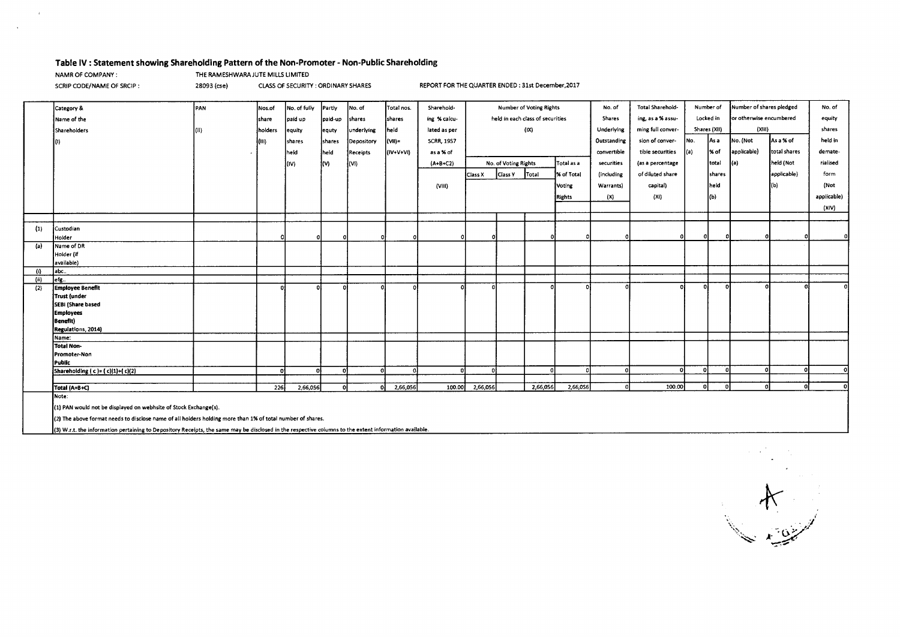## Table IV : Statement showing Shareholding Pattern of the Non-Promoter - Non-Public Shareholding

NAMR OF COMPANY : THE RAMESHWARA JUTE MILLS LIMITED

SCRIP CODE/NAME OF SRCIP : 28093 (cse) CLASS OF SECURITY : ORDINARY SHARES REPORT FOR THE QUARTER ENDED : 31st December,2017

| | Category & Name of the Shareholders (I) | PAN (II) | Nos.of share holders (III) | No. of fully paid up equity shares held (IV) | Partly paid-up equty shares held (V) | No. of shares underlying Depository Receipts (VI) | Total nos. shares held (VII)= (IV+V+VI) | Sharehold-ing % calcu-lated as per SCRR, 1957 as a % of (A+B+C2) (VIII) | Number of Voting Rights held in each class of securities (IX) | | | | No. of Shares Underlying Outstanding convertible securities (including Warrants) (X) | Total Sharehold-ing, as a % assu-ming full conver-sion of conver-tible securities (as a percentage of diluted share capital) (XI) | Number of Locked in Shares (XII) | | Number of shares pledged or otherwise encumbered (XIII) | | No. of equity shares held in demate-rialised form (Not applicable) (XIV) |
|---|---|---|---|---|---|---|---|---|---|---|---|---|---|---|---|---|---|---|---|
| | | | | | | | | | No. of Voting Rights | | | Total as a % of Total Voting Rights | | | No. (a) | As a % of total shares held (b) | No. (Not applicable) (a) | As a % of total shares held (Not applicable) (b) | |
| | | | | | | | | | Class X | Class Y | Total | | | | | | | | |
| (1) | Custodian Holder | | 0 | 0 | 0 | 0 | 0 | 0 | 0 | | 0 | 0 | 0 | 0 | 0 | 0 | 0 | 0 | 0 |
| (a) | Name of DR Holder (if available) | | | | | | | | | | | | | | | | | | |
| (i) | abc.. | | | | | | | | | | | | | | | | | | |
| (ii) | efg.. | | | | | | | | | | | | | | | | | | |
| (2) | **Employee Benefit Trust (under SEBI (Share based Employees Benefit) Regulations, 2014)** | | 0 | 0 | 0 | 0 | 0 | 0 | 0 | | 0 | 0 | 0 | 0 | 0 | 0 | 0 | 0 | 0 |
| | Name: | | | | | | | | | | | | | | | | | | |
| | **Total Non-Promoter-Non Public Shareholding ( c )= ( c)(1)+( c)(2)** | | 0 | 0 | 0 | 0 | 0 | 0 | 0 | | 0 | 0 | 0 | 0 | 0 | 0 | 0 | 0 | 0 |
| | **Total (A+B+C)** | | 226 | 2,66,056 | 0 | 0 | 2,66,056 | 100.00 | 2,66,056 | | 2,66,056 | 2,66,056 | 0 | 100.00 | 0 | 0 | 0 | 0 | 0 |

Note:

(1) PAN would not be displayed on webhsite of Stock Exchange(s).

(2) The above format needs to disclose name of all holders holding more than 1% of total number of shares.

(3) W.r.t. the information pertaining to Depository Receipts, the same may be disclosed in the respective columns to the extent information available.